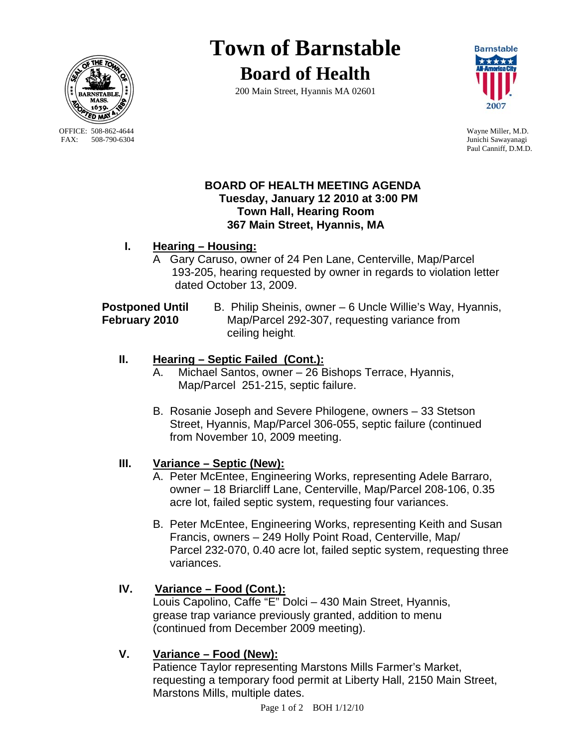# Town of Barnstable

## Board of Health

200 Main Street, Hyannis MA 02601

OFFICE: 508-862-4644
FAX: 508-790-6304

Wayne Miller, M.D.
Junichi Sawayanagi
Paul Canniff, D.M.D.

**BOARD OF HEALTH MEETING AGENDA**
**Tuesday, January 12 2010 at 3:00 PM**
**Town Hall, Hearing Room**
**367 Main Street, Hyannis, MA**

**I. Hearing – Housing:**

A Gary Caruso, owner of 24 Pen Lane, Centerville, Map/Parcel 193-205, hearing requested by owner in regards to violation letter dated October 13, 2009.

**Postponed Until February 2010** B. Philip Sheinis, owner – 6 Uncle Willie's Way, Hyannis, Map/Parcel 292-307, requesting variance from ceiling height.

**II. Hearing – Septic Failed (Cont.):**

A. Michael Santos, owner – 26 Bishops Terrace, Hyannis, Map/Parcel 251-215, septic failure.

B. Rosanie Joseph and Severe Philogene, owners – 33 Stetson Street, Hyannis, Map/Parcel 306-055, septic failure (continued from November 10, 2009 meeting.

**III. Variance – Septic (New):**

A. Peter McEntee, Engineering Works, representing Adele Barraro, owner – 18 Briarcliff Lane, Centerville, Map/Parcel 208-106, 0.35 acre lot, failed septic system, requesting four variances.

B. Peter McEntee, Engineering Works, representing Keith and Susan Francis, owners – 249 Holly Point Road, Centerville, Map/ Parcel 232-070, 0.40 acre lot, failed septic system, requesting three variances.

**IV. Variance – Food (Cont.):**

Louis Capolino, Caffe "E" Dolci – 430 Main Street, Hyannis, grease trap variance previously granted, addition to menu (continued from December 2009 meeting).

**V. Variance – Food (New):**

Patience Taylor representing Marstons Mills Farmer's Market, requesting a temporary food permit at Liberty Hall, 2150 Main Street, Marstons Mills, multiple dates.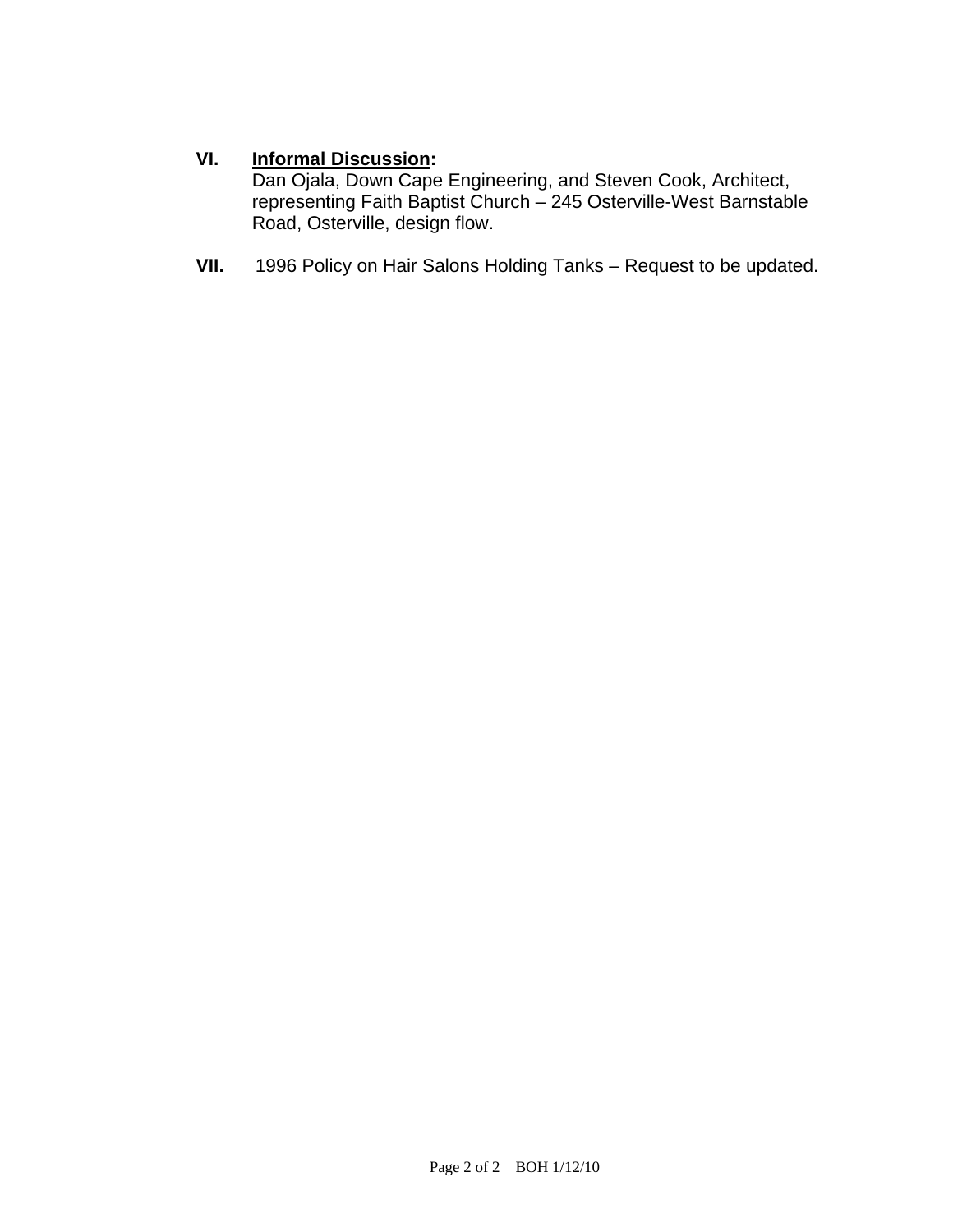**VI. <u>Informal Discussion</u>:**
Dan Ojala, Down Cape Engineering, and Steven Cook, Architect, representing Faith Baptist Church – 245 Osterville-West Barnstable Road, Osterville, design flow.

**VII.** 1996 Policy on Hair Salons Holding Tanks – Request to be updated.